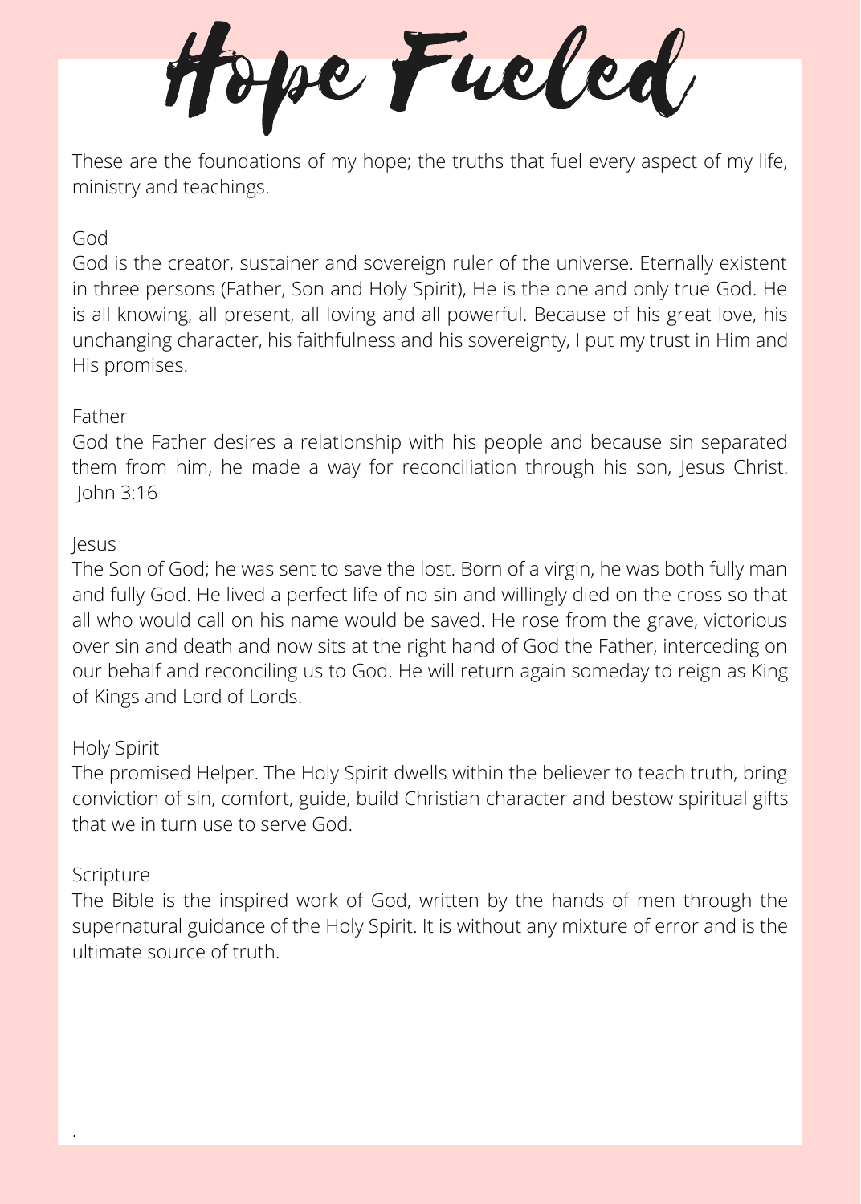# Hope Fueled

These are the foundations of my hope; the truths that fuel every aspect of my life, ministry and teachings.

## God

God is the creator, sustainer and sovereign ruler of the universe. Eternally existent in three persons (Father, Son and Holy Spirit), He is the one and only true God. He is all knowing, all present, all loving and all powerful. Because of his great love, his unchanging character, his faithfulness and his sovereignty, I put my trust in Him and His promises.

## Father

God the Father desires a relationship with his people and because sin separated them from him, he made a way for reconciliation through his son, Jesus Christ. John 3:16

## Jesus

The Son of God; he was sent to save the lost. Born of a virgin, he was both fully man and fully God. He lived a perfect life of no sin and willingly died on the cross so that all who would call on his name would be saved. He rose from the grave, victorious over sin and death and now sits at the right hand of God the Father, interceding on our behalf and reconciling us to God. He will return again someday to reign as King of Kings and Lord of Lords.

## Holy Spirit

The promised Helper. The Holy Spirit dwells within the believer to teach truth, bring conviction of sin, comfort, guide, build Christian character and bestow spiritual gifts that we in turn use to serve God.

## Scripture

The Bible is the inspired work of God, written by the hands of men through the supernatural guidance of the Holy Spirit. It is without any mixture of error and is the ultimate source of truth.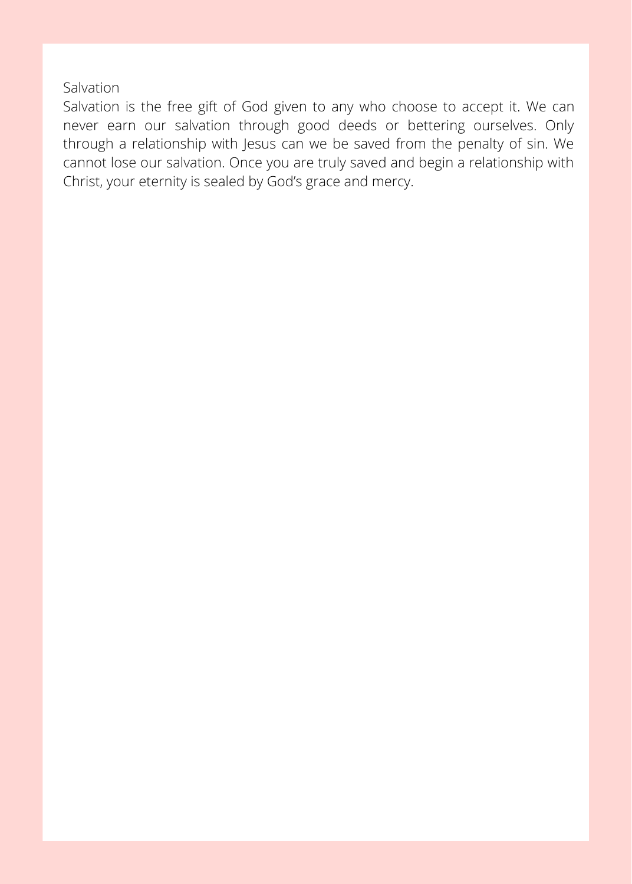## Salvation

Salvation is the free gift of God given to any who choose to accept it. We can never earn our salvation through good deeds or bettering ourselves. Only through a relationship with Jesus can we be saved from the penalty of sin. We cannot lose our salvation. Once you are truly saved and begin a relationship with Christ, your eternity is sealed by God's grace and mercy.